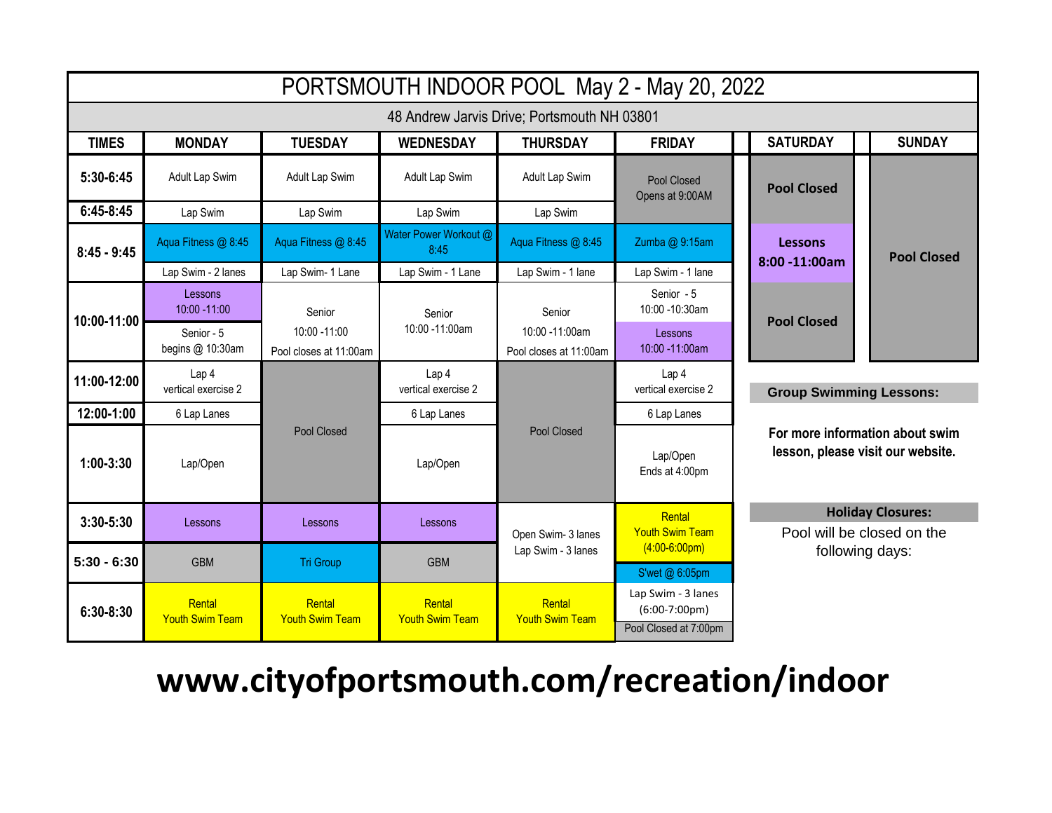# PORTSMOUTH INDOOR POOL May 2 - May 20, 2022

48 Andrew Jarvis Drive; Portsmouth NH 03801

| TIMES | MONDAY | TUESDAY | WEDNESDAY | THURSDAY | FRIDAY | SATURDAY | SUNDAY |
|---|---|---|---|---|---|---|---|
| 5:30-6:45 | Adult Lap Swim | Adult Lap Swim | Adult Lap Swim | Adult Lap Swim | Pool Closed Opens at 9:00AM | **Pool Closed** | **Pool Closed** |
| 6:45-8:45 | Lap Swim | Lap Swim | Lap Swim | Lap Swim | | | |
| 8:45 - 9:45 | Aqua Fitness @ 8:45 | Aqua Fitness @ 8:45 | Water Power Workout @ 8:45 | Aqua Fitness @ 8:45 | Zumba @ 9:15am | **Lessons 8:00 -11:00am** | |
| | Lap Swim - 2 lanes | Lap Swim- 1 Lane | Lap Swim - 1 Lane | Lap Swim - 1 lane | Lap Swim - 1 lane | | |
| 10:00-11:00 | Lessons 10:00 -11:00 | Senior 10:00 -11:00 Pool closes at 11:00am | Senior 10:00 -11:00am | Senior 10:00 -11:00am Pool closes at 11:00am | Senior - 5 10:00 -10:30am | **Pool Closed** | |
| | Senior - 5 begins @ 10:30am | | | | Lessons 10:00 -11:00am | | |
| 11:00-12:00 | Lap 4 vertical exercise 2 | Pool Closed | Lap 4 vertical exercise 2 | Pool Closed | Lap 4 vertical exercise 2 | | |
| 12:00-1:00 | 6 Lap Lanes | | 6 Lap Lanes | | 6 Lap Lanes | | |
| 1:00-3:30 | Lap/Open | | Lap/Open | | Lap/Open Ends at 4:00pm | | |
| 3:30-5:30 | Lessons | Lessons | Lessons | Open Swim- 3 lanes Lap Swim - 3 lanes | Rental Youth Swim Team (4:00-6:00pm) | | |
| 5:30 - 6:30 | GBM | Tri Group | GBM | | S'wet @ 6:05pm | | |
| 6:30-8:30 | Rental Youth Swim Team | Rental Youth Swim Team | Rental Youth Swim Team | Rental Youth Swim Team | Lap Swim - 3 lanes (6:00-7:00pm) Pool Closed at 7:00pm | | |

**Group Swimming Lessons:**

**For more information about swim lesson, please visit our website.**

**Holiday Closures:**

Pool will be closed on the following days:

**www.cityofportsmouth.com/recreation/indoor**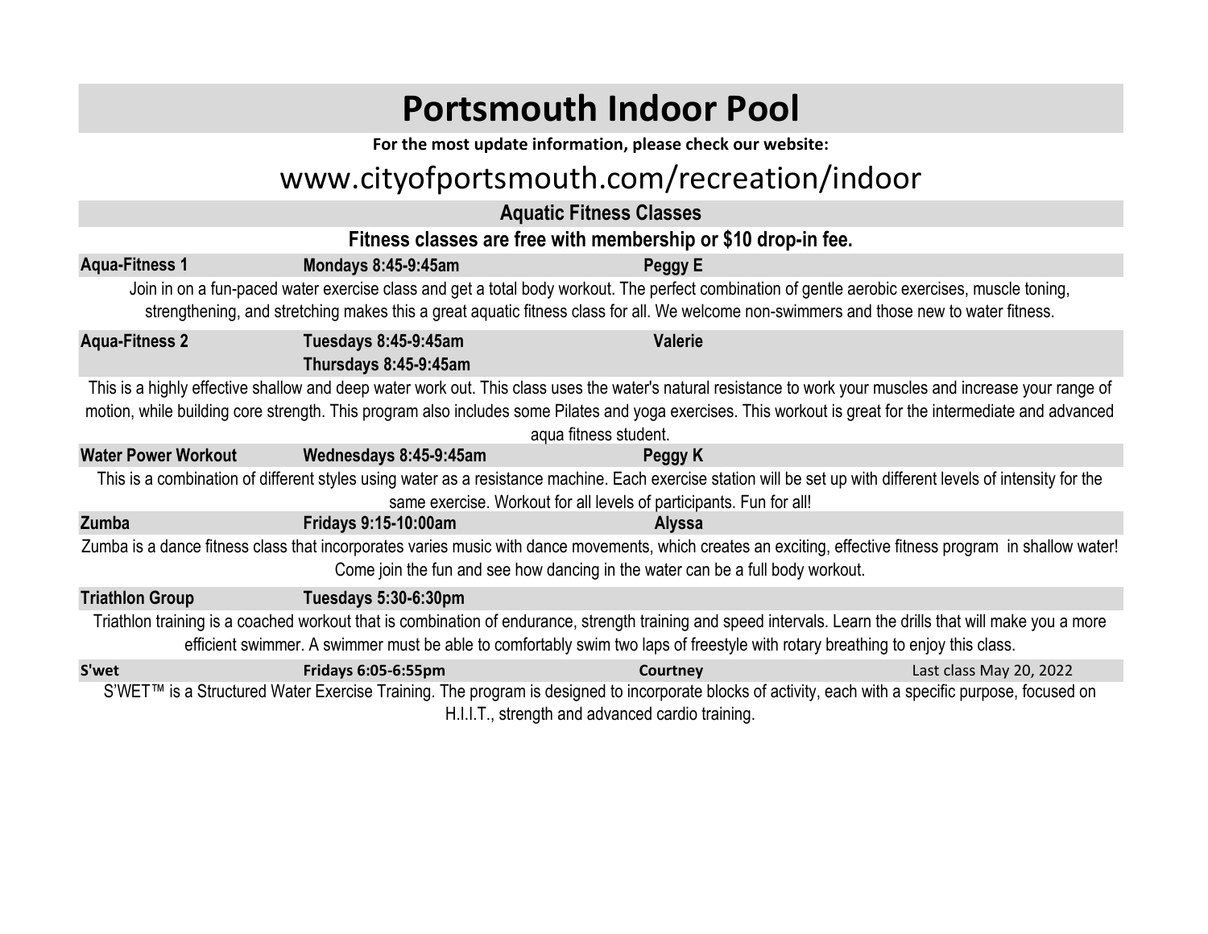# Portsmouth Indoor Pool

**For the most update information, please check our website:**

www.cityofportsmouth.com/recreation/indoor

## Aquatic Fitness Classes

**Fitness classes are free with membership or $10 drop-in fee.**

| | | | |
|---|---|---|---|
| **Aqua-Fitness 1** | **Mondays 8:45-9:45am** | **Peggy E** | |

Join in on a fun-paced water exercise class and get a total body workout. The perfect combination of gentle aerobic exercises, muscle toning, strengthening, and stretching makes this a great aquatic fitness class for all. We welcome non-swimmers and those new to water fitness.

| | | | |
|---|---|---|---|
| **Aqua-Fitness 2** | **Tuesdays 8:45-9:45am**<br>**Thursdays 8:45-9:45am** | **Valerie** | |

This is a highly effective shallow and deep water work out. This class uses the water's natural resistance to work your muscles and increase your range of motion, while building core strength. This program also includes some Pilates and yoga exercises. This workout is great for the intermediate and advanced aqua fitness student.

| | | | |
|---|---|---|---|
| **Water Power Workout** | **Wednesdays 8:45-9:45am** | **Peggy K** | |

This is a combination of different styles using water as a resistance machine. Each exercise station will be set up with different levels of intensity for the same exercise. Workout for all levels of participants. Fun for all!

| | | | |
|---|---|---|---|
| **Zumba** | **Fridays 9:15-10:00am** | **Alyssa** | |

Zumba is a dance fitness class that incorporates varies music with dance movements, which creates an exciting, effective fitness program in shallow water! Come join the fun and see how dancing in the water can be a full body workout.

| | | | |
|---|---|---|---|
| **Triathlon Group** | **Tuesdays 5:30-6:30pm** | | |

Triathlon training is a coached workout that is combination of endurance, strength training and speed intervals. Learn the drills that will make you a more efficient swimmer. A swimmer must be able to comfortably swim two laps of freestyle with rotary breathing to enjoy this class.

| | | | |
|---|---|---|---|
| **S'wet** | **Fridays 6:05-6:55pm** | **Courtney** | Last class May 20, 2022 |

S'WET™ is a Structured Water Exercise Training. The program is designed to incorporate blocks of activity, each with a specific purpose, focused on H.I.I.T., strength and advanced cardio training.